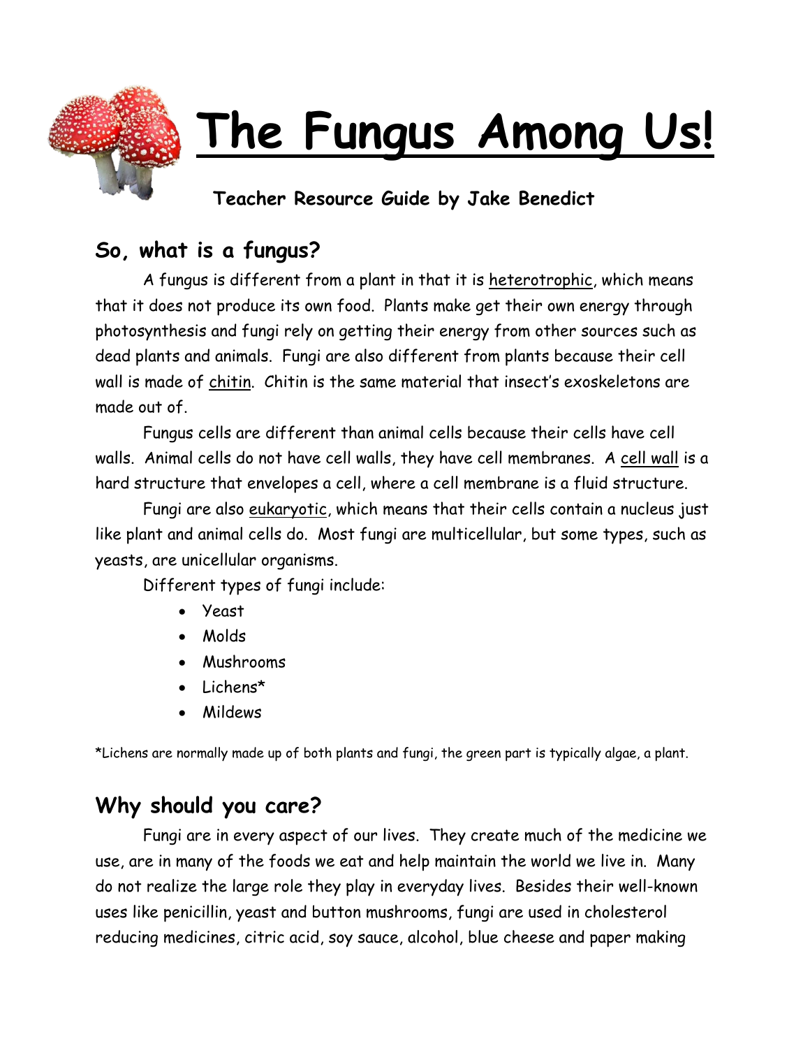# The Fungus Among Us!

**Teacher Resource Guide by Jake Benedict**

## So, what is a fungus?

A fungus is different from a plant in that it is heterotrophic, which means that it does not produce its own food. Plants make get their own energy through photosynthesis and fungi rely on getting their energy from other sources such as dead plants and animals. Fungi are also different from plants because their cell wall is made of chitin. Chitin is the same material that insect's exoskeletons are made out of.

Fungus cells are different than animal cells because their cells have cell walls. Animal cells do not have cell walls, they have cell membranes. A cell wall is a hard structure that envelopes a cell, where a cell membrane is a fluid structure.

Fungi are also eukaryotic, which means that their cells contain a nucleus just like plant and animal cells do. Most fungi are multicellular, but some types, such as yeasts, are unicellular organisms.

Different types of fungi include:

- Yeast
- Molds
- Mushrooms
- Lichens*
- Mildews

*Lichens are normally made up of both plants and fungi, the green part is typically algae, a plant.

## Why should you care?

Fungi are in every aspect of our lives. They create much of the medicine we use, are in many of the foods we eat and help maintain the world we live in. Many do not realize the large role they play in everyday lives. Besides their well-known uses like penicillin, yeast and button mushrooms, fungi are used in cholesterol reducing medicines, citric acid, soy sauce, alcohol, blue cheese and paper making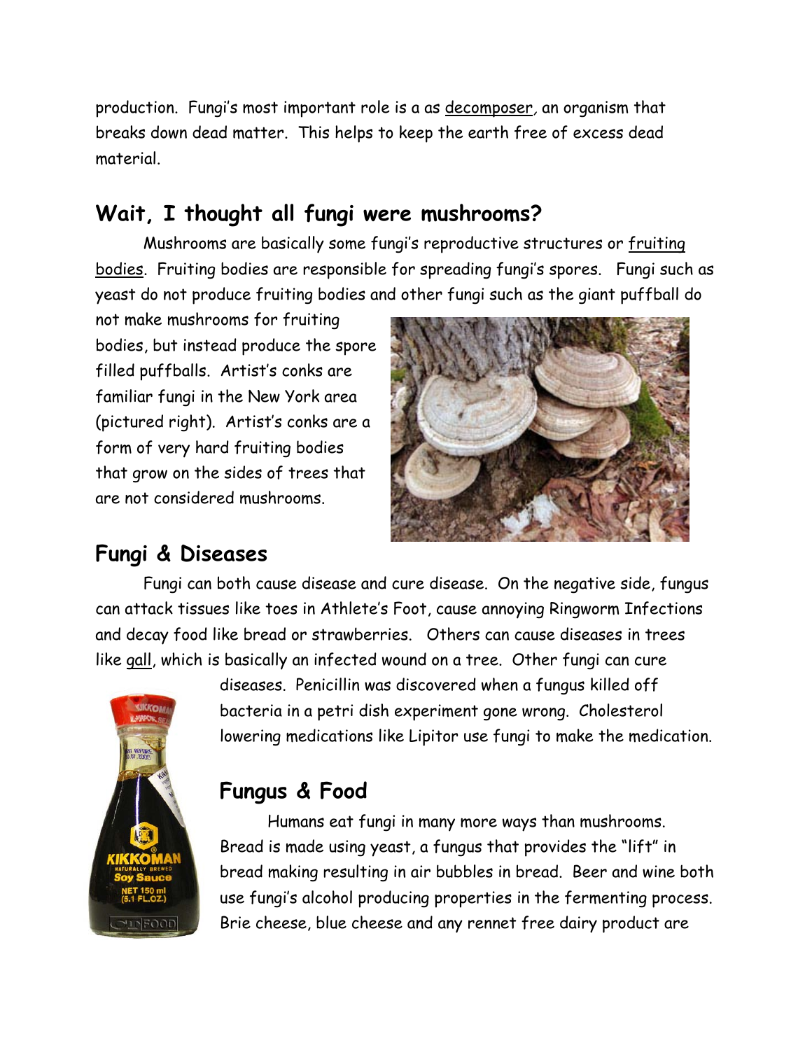production. Fungi's most important role is a as decomposer, an organism that breaks down dead matter. This helps to keep the earth free of excess dead material.

## Wait, I thought all fungi were mushrooms?

Mushrooms are basically some fungi's reproductive structures or fruiting bodies. Fruiting bodies are responsible for spreading fungi's spores. Fungi such as yeast do not produce fruiting bodies and other fungi such as the giant puffball do not make mushrooms for fruiting bodies, but instead produce the spore filled puffballs. Artist's conks are familiar fungi in the New York area (pictured right). Artist's conks are a form of very hard fruiting bodies that grow on the sides of trees that are not considered mushrooms.

## Fungi & Diseases

Fungi can both cause disease and cure disease. On the negative side, fungus can attack tissues like toes in Athlete's Foot, cause annoying Ringworm Infections and decay food like bread or strawberries. Others can cause diseases in trees like gall, which is basically an infected wound on a tree. Other fungi can cure diseases. Penicillin was discovered when a fungus killed off bacteria in a petri dish experiment gone wrong. Cholesterol lowering medications like Lipitor use fungi to make the medication.

## Fungus & Food

Humans eat fungi in many more ways than mushrooms. Bread is made using yeast, a fungus that provides the "lift" in bread making resulting in air bubbles in bread. Beer and wine both use fungi's alcohol producing properties in the fermenting process. Brie cheese, blue cheese and any rennet free dairy product are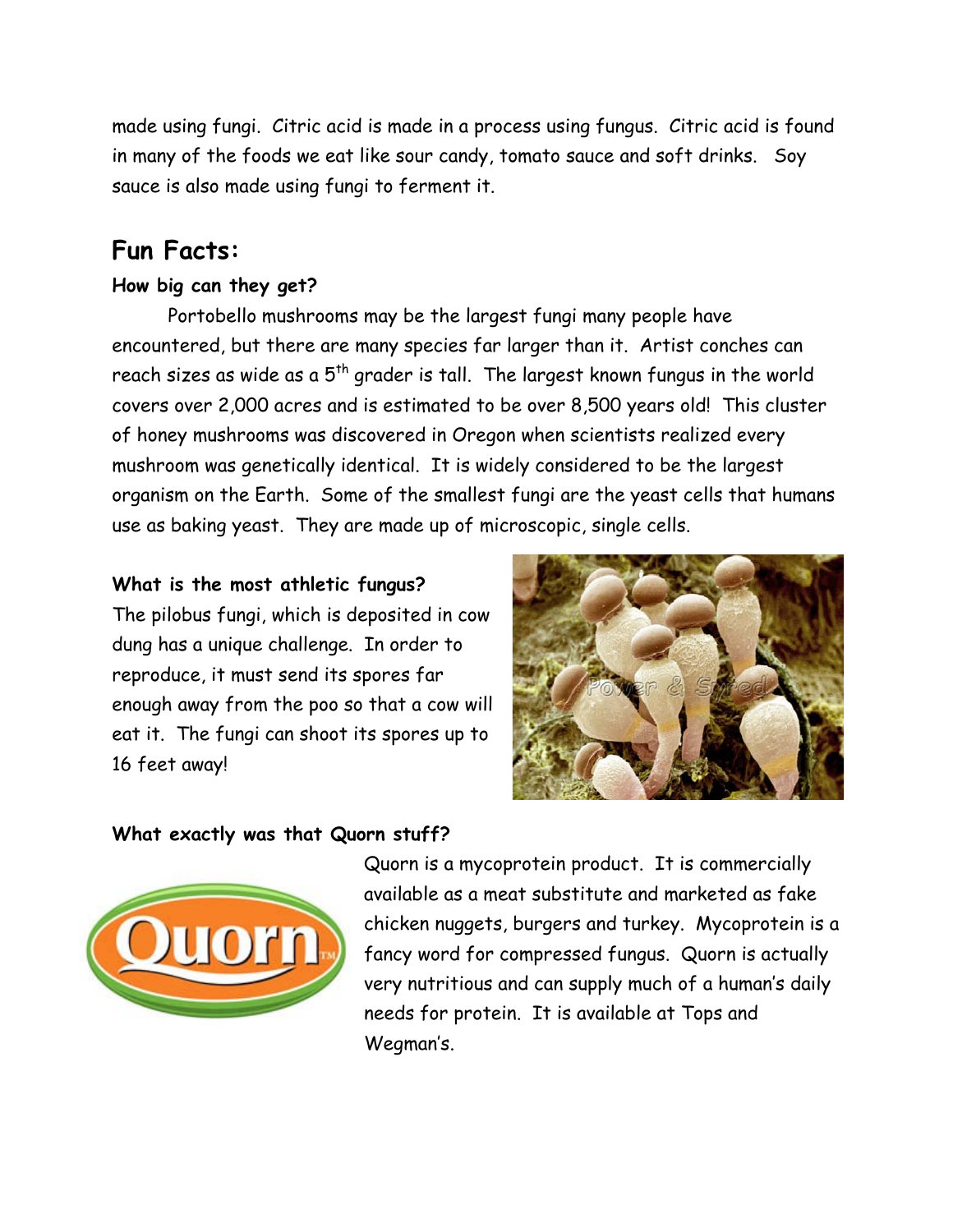made using fungi. Citric acid is made in a process using fungus. Citric acid is found in many of the foods we eat like sour candy, tomato sauce and soft drinks. Soy sauce is also made using fungi to ferment it.

## Fun Facts:

**How big can they get?**

Portobello mushrooms may be the largest fungi many people have encountered, but there are many species far larger than it. Artist conches can reach sizes as wide as a 5th grader is tall. The largest known fungus in the world covers over 2,000 acres and is estimated to be over 8,500 years old! This cluster of honey mushrooms was discovered in Oregon when scientists realized every mushroom was genetically identical. It is widely considered to be the largest organism on the Earth. Some of the smallest fungi are the yeast cells that humans use as baking yeast. They are made up of microscopic, single cells.

**What is the most athletic fungus?**

The pilobus fungi, which is deposited in cow dung has a unique challenge. In order to reproduce, it must send its spores far enough away from the poo so that a cow will eat it. The fungi can shoot its spores up to 16 feet away!

**What exactly was that Quorn stuff?**

Quorn is a mycoprotein product. It is commercially available as a meat substitute and marketed as fake chicken nuggets, burgers and turkey. Mycoprotein is a fancy word for compressed fungus. Quorn is actually very nutritious and can supply much of a human's daily needs for protein. It is available at Tops and Wegman's.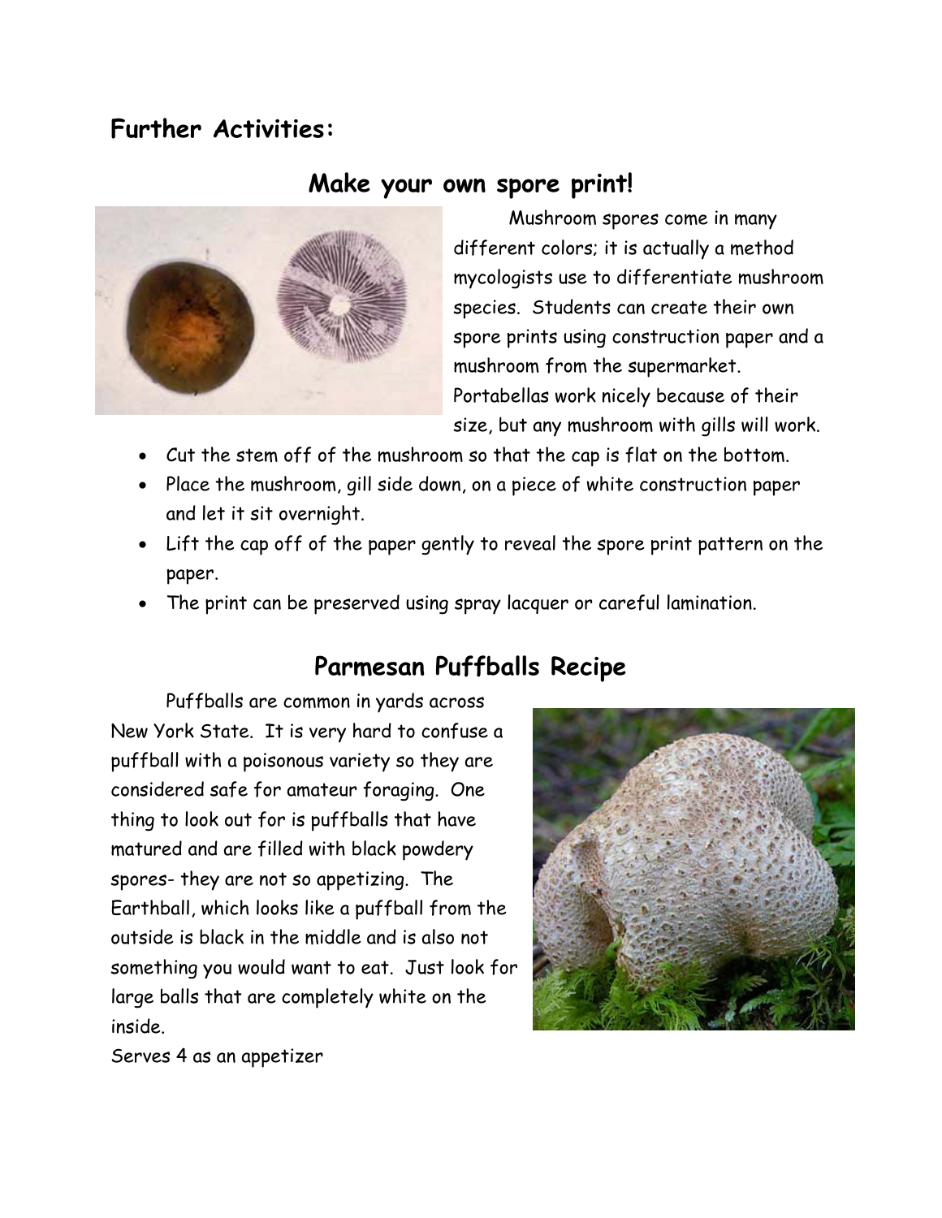## Further Activities:

### Make your own spore print!

Mushroom spores come in many different colors; it is actually a method mycologists use to differentiate mushroom species. Students can create their own spore prints using construction paper and a mushroom from the supermarket. Portabellas work nicely because of their size, but any mushroom with gills will work.

- Cut the stem off of the mushroom so that the cap is flat on the bottom.
- Place the mushroom, gill side down, on a piece of white construction paper and let it sit overnight.
- Lift the cap off of the paper gently to reveal the spore print pattern on the paper.
- The print can be preserved using spray lacquer or careful lamination.

### Parmesan Puffballs Recipe

Puffballs are common in yards across New York State. It is very hard to confuse a puffball with a poisonous variety so they are considered safe for amateur foraging. One thing to look out for is puffballs that have matured and are filled with black powdery spores- they are not so appetizing. The Earthball, which looks like a puffball from the outside is black in the middle and is also not something you would want to eat. Just look for large balls that are completely white on the inside.

Serves 4 as an appetizer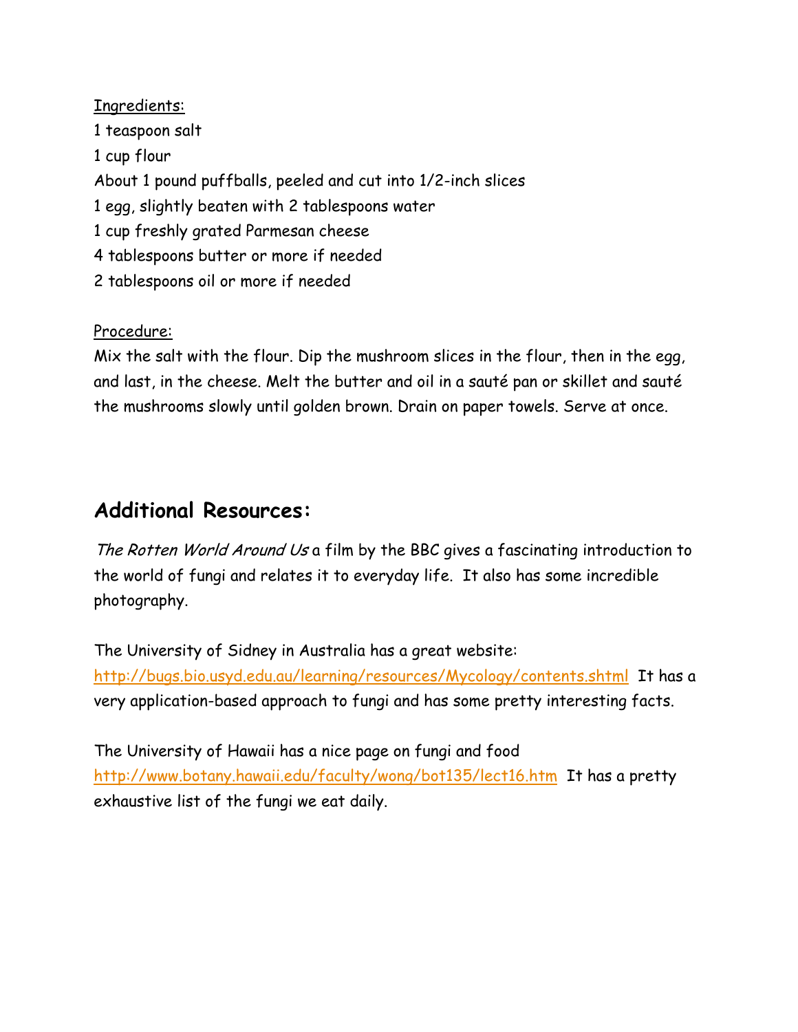Ingredients:

1 teaspoon salt

1 cup flour

About 1 pound puffballs, peeled and cut into 1/2-inch slices

1 egg, slightly beaten with 2 tablespoons water

1 cup freshly grated Parmesan cheese

4 tablespoons butter or more if needed

2 tablespoons oil or more if needed

Procedure:

Mix the salt with the flour. Dip the mushroom slices in the flour, then in the egg, and last, in the cheese. Melt the butter and oil in a sauté pan or skillet and sauté the mushrooms slowly until golden brown. Drain on paper towels. Serve at once.

## Additional Resources:

*The Rotten World Around Us* a film by the BBC gives a fascinating introduction to the world of fungi and relates it to everyday life. It also has some incredible photography.

The University of Sidney in Australia has a great website: http://bugs.bio.usyd.edu.au/learning/resources/Mycology/contents.shtml It has a very application-based approach to fungi and has some pretty interesting facts.

The University of Hawaii has a nice page on fungi and food http://www.botany.hawaii.edu/faculty/wong/bot135/lect16.htm It has a pretty exhaustive list of the fungi we eat daily.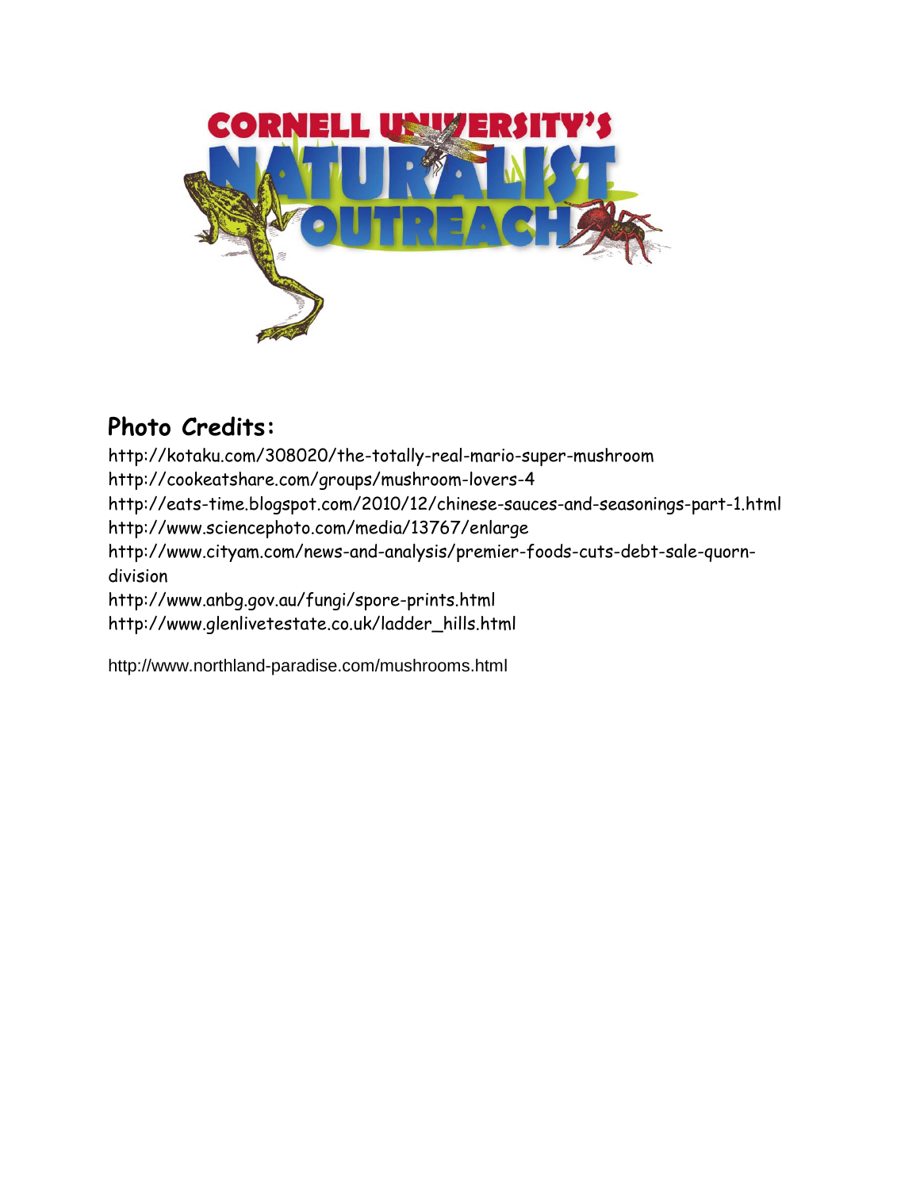## Photo Credits:

http://kotaku.com/308020/the-totally-real-mario-super-mushroom
http://cookeatshare.com/groups/mushroom-lovers-4
http://eats-time.blogspot.com/2010/12/chinese-sauces-and-seasonings-part-1.html
http://www.sciencephoto.com/media/13767/enlarge
http://www.cityam.com/news-and-analysis/premier-foods-cuts-debt-sale-quorn-division
http://www.anbg.gov.au/fungi/spore-prints.html
http://www.glenlivetestate.co.uk/ladder_hills.html

http://www.northland-paradise.com/mushrooms.html